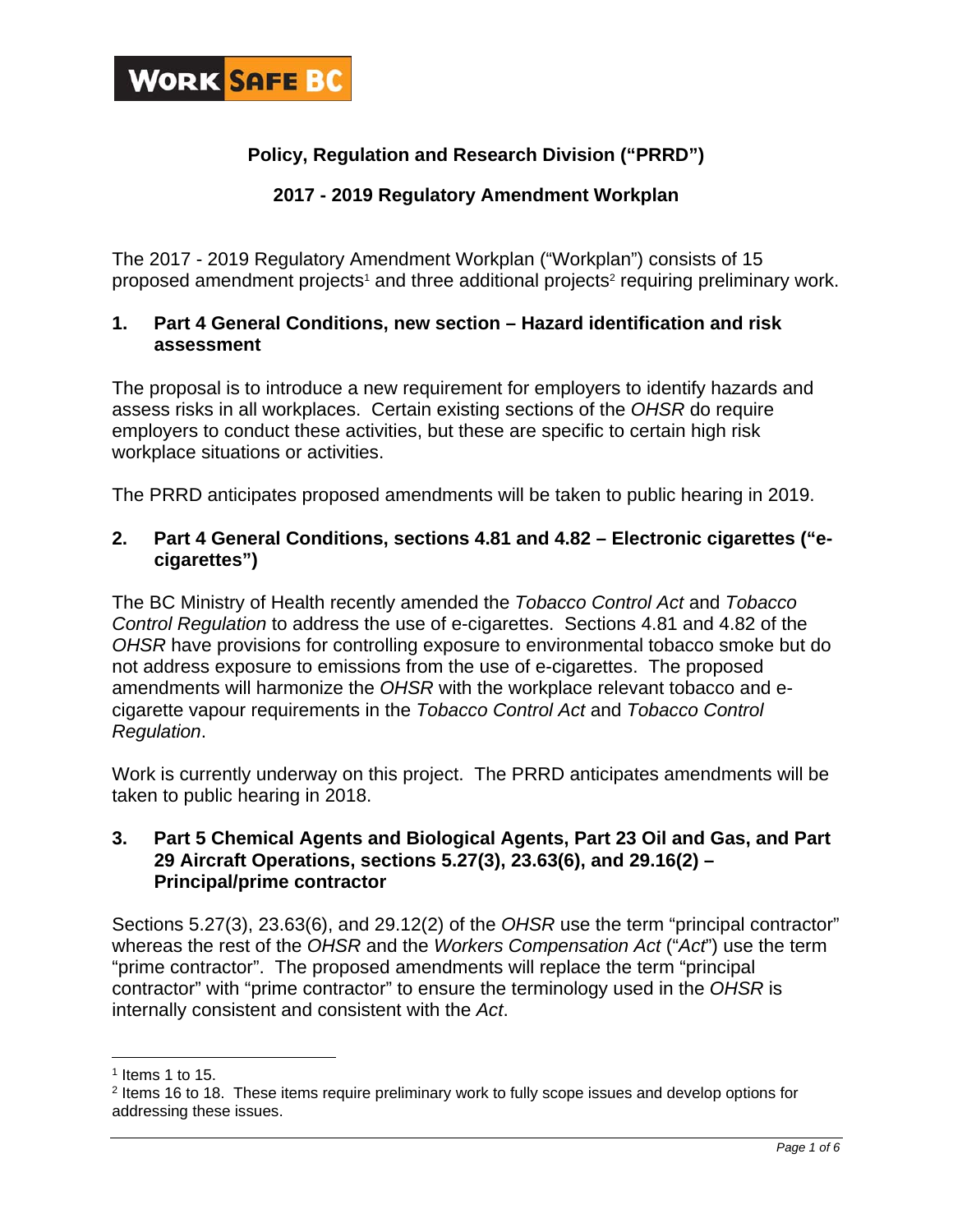WORK SAFE BC

## Policy, Regulation and Research Division ("PRRD")

## 2017 - 2019 Regulatory Amendment Workplan

The 2017 - 2019 Regulatory Amendment Workplan ("Workplan") consists of 15 proposed amendment projects[1] and three additional projects[2] requiring preliminary work.

### 1. Part 4 General Conditions, new section – Hazard identification and risk assessment

The proposal is to introduce a new requirement for employers to identify hazards and assess risks in all workplaces. Certain existing sections of the *OHSR* do require employers to conduct these activities, but these are specific to certain high risk workplace situations or activities.

The PRRD anticipates proposed amendments will be taken to public hearing in 2019.

### 2. Part 4 General Conditions, sections 4.81 and 4.82 – Electronic cigarettes ("e-cigarettes")

The BC Ministry of Health recently amended the *Tobacco Control Act* and *Tobacco Control Regulation* to address the use of e-cigarettes. Sections 4.81 and 4.82 of the *OHSR* have provisions for controlling exposure to environmental tobacco smoke but do not address exposure to emissions from the use of e-cigarettes. The proposed amendments will harmonize the *OHSR* with the workplace relevant tobacco and e-cigarette vapour requirements in the *Tobacco Control Act* and *Tobacco Control Regulation*.

Work is currently underway on this project. The PRRD anticipates amendments will be taken to public hearing in 2018.

### 3. Part 5 Chemical Agents and Biological Agents, Part 23 Oil and Gas, and Part 29 Aircraft Operations, sections 5.27(3), 23.63(6), and 29.16(2) – Principal/prime contractor

Sections 5.27(3), 23.63(6), and 29.12(2) of the *OHSR* use the term "principal contractor" whereas the rest of the *OHSR* and the *Workers Compensation Act* ("*Act*") use the term "prime contractor". The proposed amendments will replace the term "principal contractor" with "prime contractor" to ensure the terminology used in the *OHSR* is internally consistent and consistent with the *Act*.

---

[1] Items 1 to 15.

[2] Items 16 to 18. These items require preliminary work to fully scope issues and develop options for addressing these issues.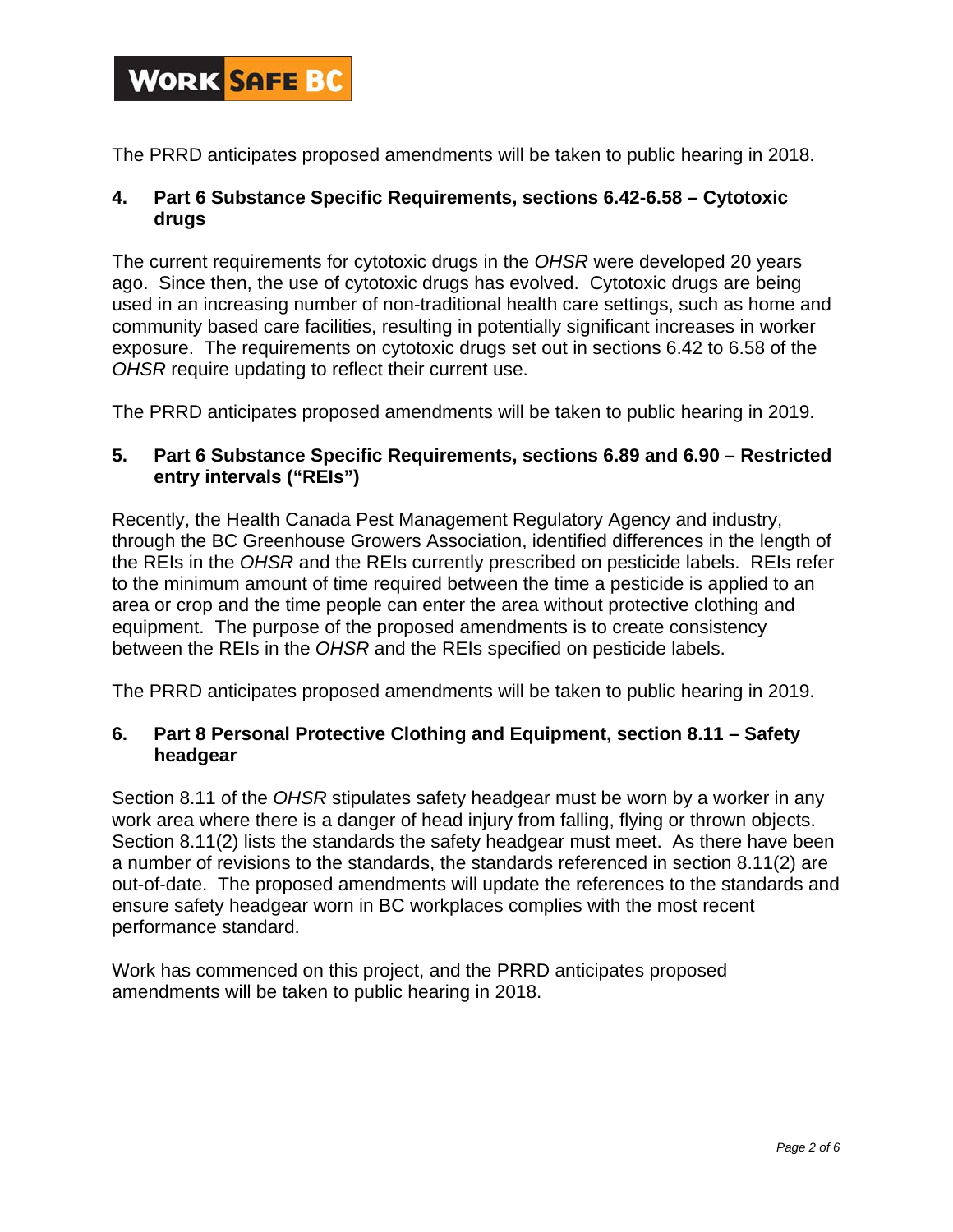The PRRD anticipates proposed amendments will be taken to public hearing in 2018.

### 4. Part 6 Substance Specific Requirements, sections 6.42-6.58 – Cytotoxic drugs

The current requirements for cytotoxic drugs in the *OHSR* were developed 20 years ago. Since then, the use of cytotoxic drugs has evolved. Cytotoxic drugs are being used in an increasing number of non-traditional health care settings, such as home and community based care facilities, resulting in potentially significant increases in worker exposure. The requirements on cytotoxic drugs set out in sections 6.42 to 6.58 of the *OHSR* require updating to reflect their current use.

The PRRD anticipates proposed amendments will be taken to public hearing in 2019.

### 5. Part 6 Substance Specific Requirements, sections 6.89 and 6.90 – Restricted entry intervals ("REIs")

Recently, the Health Canada Pest Management Regulatory Agency and industry, through the BC Greenhouse Growers Association, identified differences in the length of the REIs in the *OHSR* and the REIs currently prescribed on pesticide labels. REIs refer to the minimum amount of time required between the time a pesticide is applied to an area or crop and the time people can enter the area without protective clothing and equipment. The purpose of the proposed amendments is to create consistency between the REIs in the *OHSR* and the REIs specified on pesticide labels.

The PRRD anticipates proposed amendments will be taken to public hearing in 2019.

### 6. Part 8 Personal Protective Clothing and Equipment, section 8.11 – Safety headgear

Section 8.11 of the *OHSR* stipulates safety headgear must be worn by a worker in any work area where there is a danger of head injury from falling, flying or thrown objects. Section 8.11(2) lists the standards the safety headgear must meet. As there have been a number of revisions to the standards, the standards referenced in section 8.11(2) are out-of-date. The proposed amendments will update the references to the standards and ensure safety headgear worn in BC workplaces complies with the most recent performance standard.

Work has commenced on this project, and the PRRD anticipates proposed amendments will be taken to public hearing in 2018.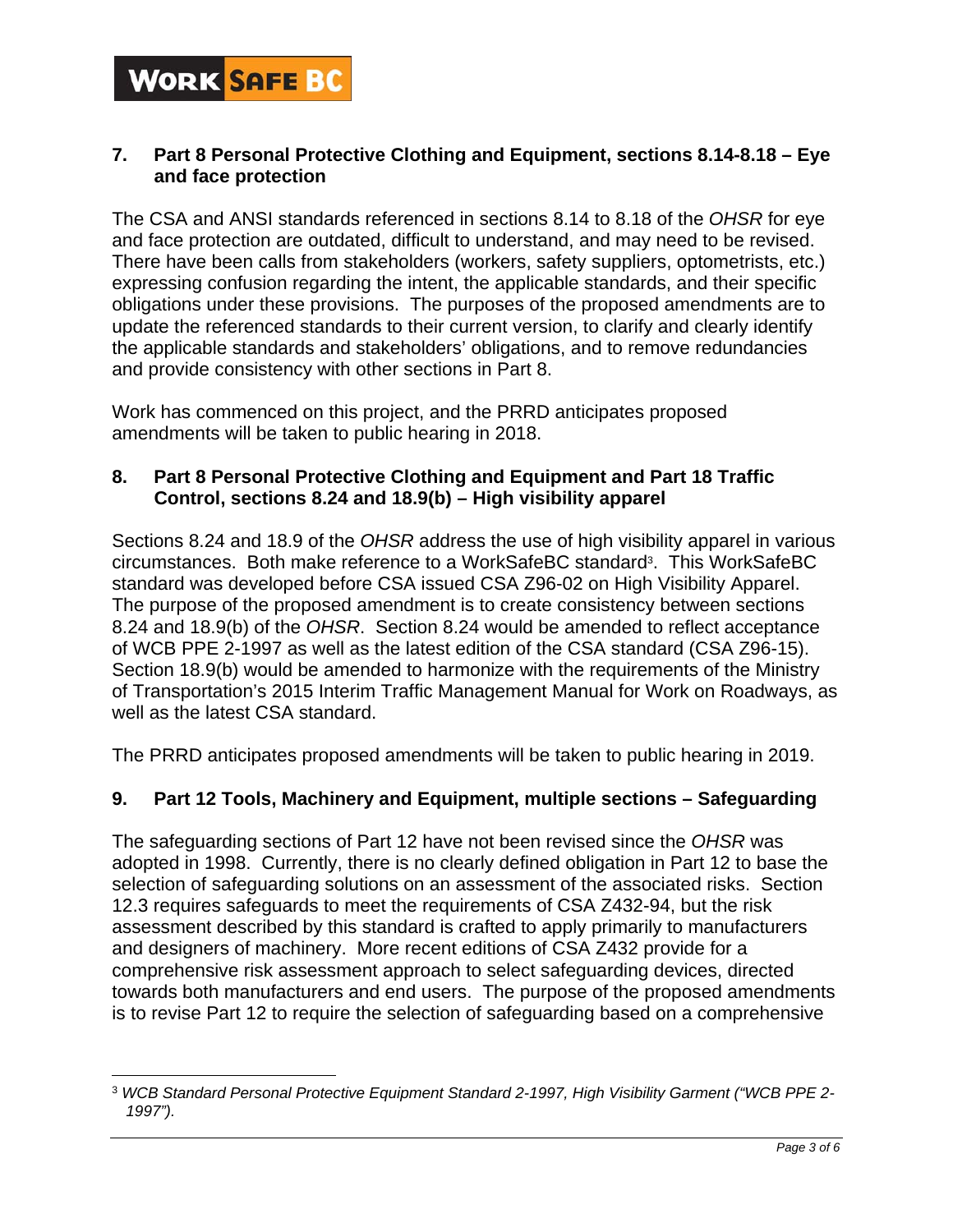WORK SAFE BC

### 7. Part 8 Personal Protective Clothing and Equipment, sections 8.14-8.18 – Eye and face protection

The CSA and ANSI standards referenced in sections 8.14 to 8.18 of the *OHSR* for eye and face protection are outdated, difficult to understand, and may need to be revised. There have been calls from stakeholders (workers, safety suppliers, optometrists, etc.) expressing confusion regarding the intent, the applicable standards, and their specific obligations under these provisions. The purposes of the proposed amendments are to update the referenced standards to their current version, to clarify and clearly identify the applicable standards and stakeholders' obligations, and to remove redundancies and provide consistency with other sections in Part 8.

Work has commenced on this project, and the PRRD anticipates proposed amendments will be taken to public hearing in 2018.

### 8. Part 8 Personal Protective Clothing and Equipment and Part 18 Traffic Control, sections 8.24 and 18.9(b) – High visibility apparel

Sections 8.24 and 18.9 of the *OHSR* address the use of high visibility apparel in various circumstances. Both make reference to a WorkSafeBC standard[3]. This WorkSafeBC standard was developed before CSA issued CSA Z96-02 on High Visibility Apparel. The purpose of the proposed amendment is to create consistency between sections 8.24 and 18.9(b) of the *OHSR*. Section 8.24 would be amended to reflect acceptance of WCB PPE 2-1997 as well as the latest edition of the CSA standard (CSA Z96-15). Section 18.9(b) would be amended to harmonize with the requirements of the Ministry of Transportation's 2015 Interim Traffic Management Manual for Work on Roadways, as well as the latest CSA standard.

The PRRD anticipates proposed amendments will be taken to public hearing in 2019.

### 9. Part 12 Tools, Machinery and Equipment, multiple sections – Safeguarding

The safeguarding sections of Part 12 have not been revised since the *OHSR* was adopted in 1998. Currently, there is no clearly defined obligation in Part 12 to base the selection of safeguarding solutions on an assessment of the associated risks. Section 12.3 requires safeguards to meet the requirements of CSA Z432-94, but the risk assessment described by this standard is crafted to apply primarily to manufacturers and designers of machinery. More recent editions of CSA Z432 provide for a comprehensive risk assessment approach to select safeguarding devices, directed towards both manufacturers and end users. The purpose of the proposed amendments is to revise Part 12 to require the selection of safeguarding based on a comprehensive

---

[3] *WCB Standard Personal Protective Equipment Standard 2-1997, High Visibility Garment ("WCB PPE 2-1997").*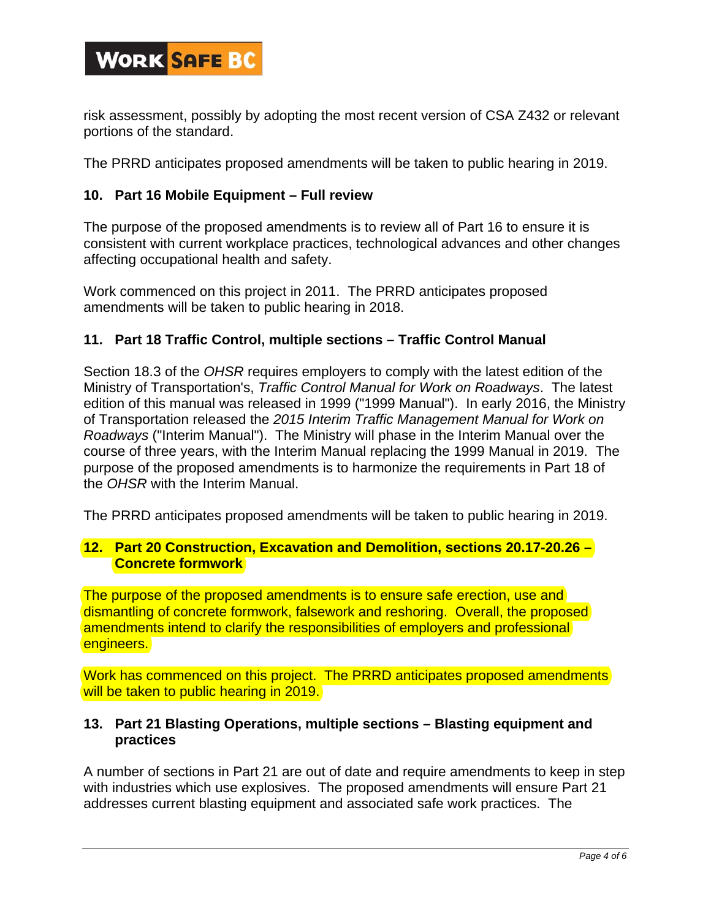risk assessment, possibly by adopting the most recent version of CSA Z432 or relevant portions of the standard.

The PRRD anticipates proposed amendments will be taken to public hearing in 2019.

### 10. Part 16 Mobile Equipment – Full review

The purpose of the proposed amendments is to review all of Part 16 to ensure it is consistent with current workplace practices, technological advances and other changes affecting occupational health and safety.

Work commenced on this project in 2011. The PRRD anticipates proposed amendments will be taken to public hearing in 2018.

### 11. Part 18 Traffic Control, multiple sections – Traffic Control Manual

Section 18.3 of the *OHSR* requires employers to comply with the latest edition of the Ministry of Transportation's, *Traffic Control Manual for Work on Roadways*. The latest edition of this manual was released in 1999 ("1999 Manual"). In early 2016, the Ministry of Transportation released the *2015 Interim Traffic Management Manual for Work on Roadways* ("Interim Manual"). The Ministry will phase in the Interim Manual over the course of three years, with the Interim Manual replacing the 1999 Manual in 2019. The purpose of the proposed amendments is to harmonize the requirements in Part 18 of the *OHSR* with the Interim Manual.

The PRRD anticipates proposed amendments will be taken to public hearing in 2019.

### 12. Part 20 Construction, Excavation and Demolition, sections 20.17-20.26 – Concrete formwork

The purpose of the proposed amendments is to ensure safe erection, use and dismantling of concrete formwork, falsework and reshoring. Overall, the proposed amendments intend to clarify the responsibilities of employers and professional engineers.

Work has commenced on this project. The PRRD anticipates proposed amendments will be taken to public hearing in 2019.

### 13. Part 21 Blasting Operations, multiple sections – Blasting equipment and practices

A number of sections in Part 21 are out of date and require amendments to keep in step with industries which use explosives. The proposed amendments will ensure Part 21 addresses current blasting equipment and associated safe work practices. The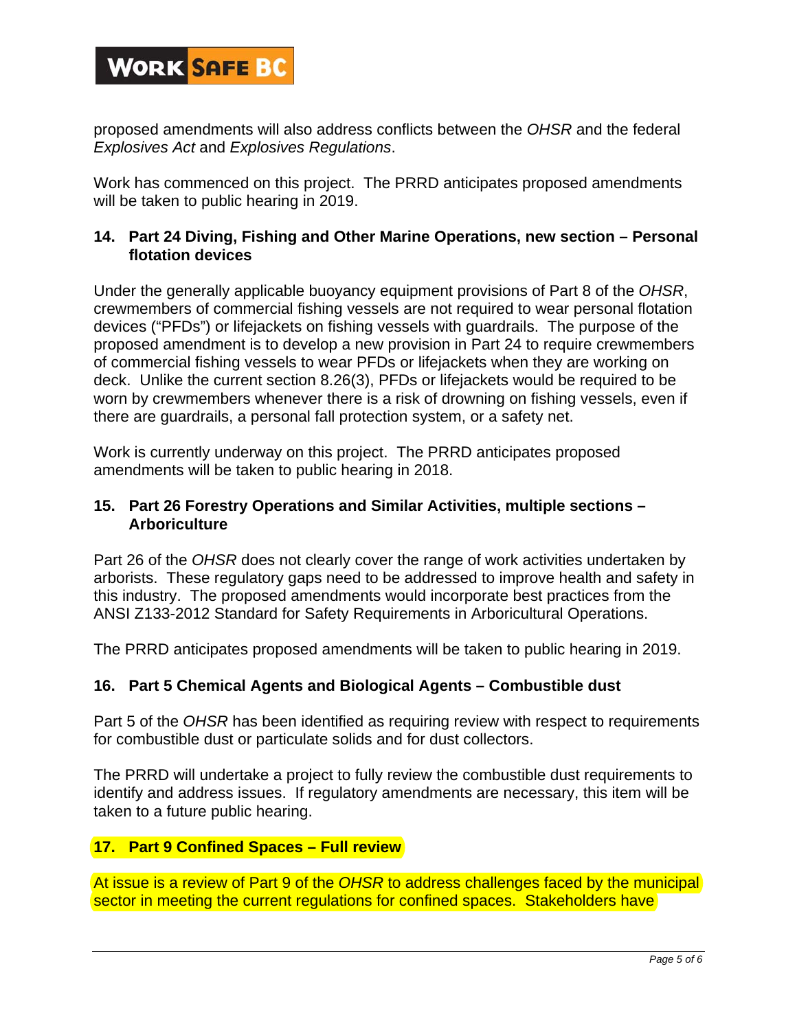proposed amendments will also address conflicts between the *OHSR* and the federal *Explosives Act* and *Explosives Regulations*.

Work has commenced on this project. The PRRD anticipates proposed amendments will be taken to public hearing in 2019.

### 14. Part 24 Diving, Fishing and Other Marine Operations, new section – Personal flotation devices

Under the generally applicable buoyancy equipment provisions of Part 8 of the *OHSR*, crewmembers of commercial fishing vessels are not required to wear personal flotation devices ("PFDs") or lifejackets on fishing vessels with guardrails. The purpose of the proposed amendment is to develop a new provision in Part 24 to require crewmembers of commercial fishing vessels to wear PFDs or lifejackets when they are working on deck. Unlike the current section 8.26(3), PFDs or lifejackets would be required to be worn by crewmembers whenever there is a risk of drowning on fishing vessels, even if there are guardrails, a personal fall protection system, or a safety net.

Work is currently underway on this project. The PRRD anticipates proposed amendments will be taken to public hearing in 2018.

### 15. Part 26 Forestry Operations and Similar Activities, multiple sections – Arboriculture

Part 26 of the *OHSR* does not clearly cover the range of work activities undertaken by arborists. These regulatory gaps need to be addressed to improve health and safety in this industry. The proposed amendments would incorporate best practices from the ANSI Z133-2012 Standard for Safety Requirements in Arboricultural Operations.

The PRRD anticipates proposed amendments will be taken to public hearing in 2019.

### 16. Part 5 Chemical Agents and Biological Agents – Combustible dust

Part 5 of the *OHSR* has been identified as requiring review with respect to requirements for combustible dust or particulate solids and for dust collectors.

The PRRD will undertake a project to fully review the combustible dust requirements to identify and address issues. If regulatory amendments are necessary, this item will be taken to a future public hearing.

### 17. Part 9 Confined Spaces – Full review

At issue is a review of Part 9 of the *OHSR* to address challenges faced by the municipal sector in meeting the current regulations for confined spaces. Stakeholders have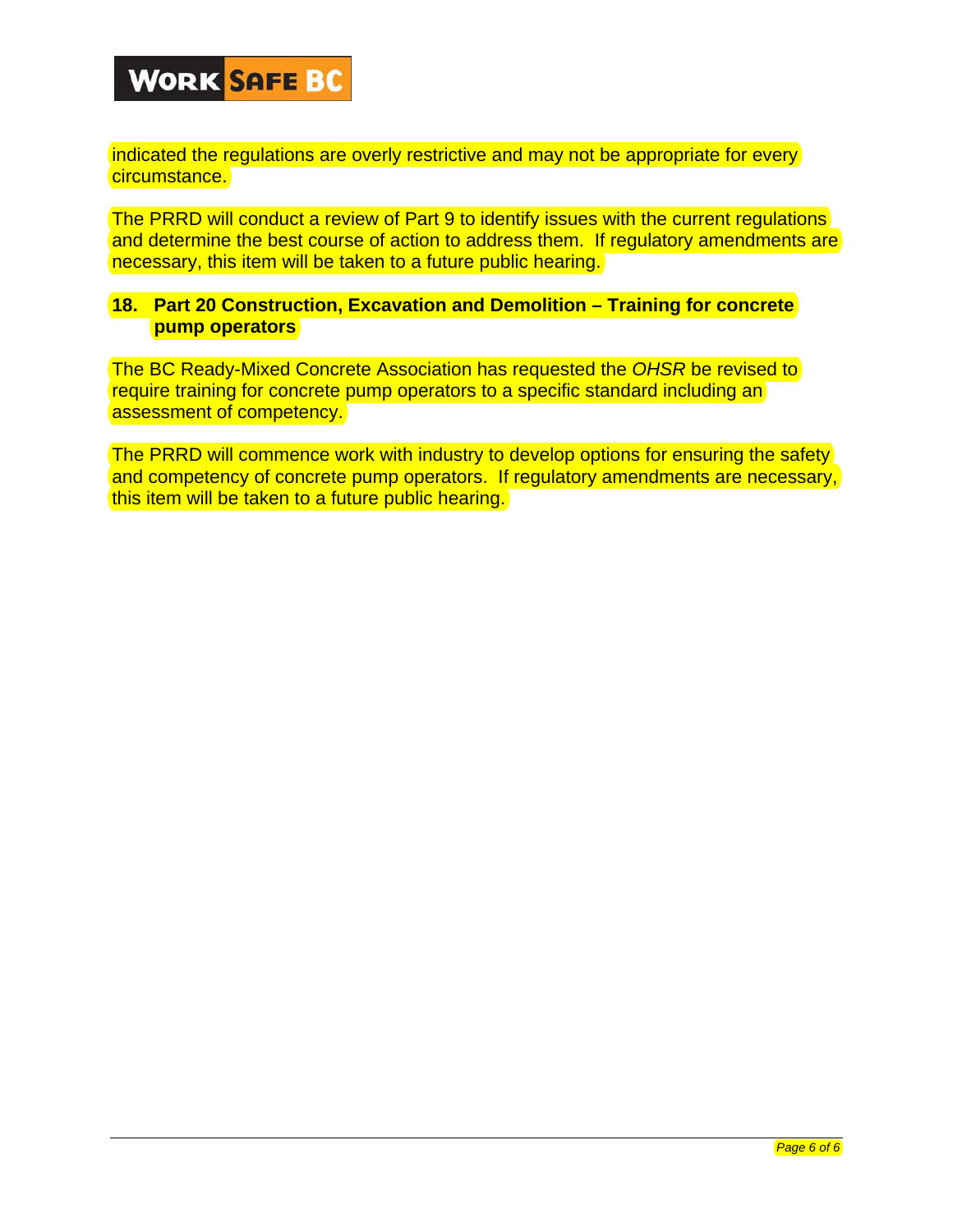indicated the regulations are overly restrictive and may not be appropriate for every circumstance.

The PRRD will conduct a review of Part 9 to identify issues with the current regulations and determine the best course of action to address them. If regulatory amendments are necessary, this item will be taken to a future public hearing.

### 18. Part 20 Construction, Excavation and Demolition – Training for concrete pump operators

The BC Ready-Mixed Concrete Association has requested the *OHSR* be revised to require training for concrete pump operators to a specific standard including an assessment of competency.

The PRRD will commence work with industry to develop options for ensuring the safety and competency of concrete pump operators. If regulatory amendments are necessary, this item will be taken to a future public hearing.